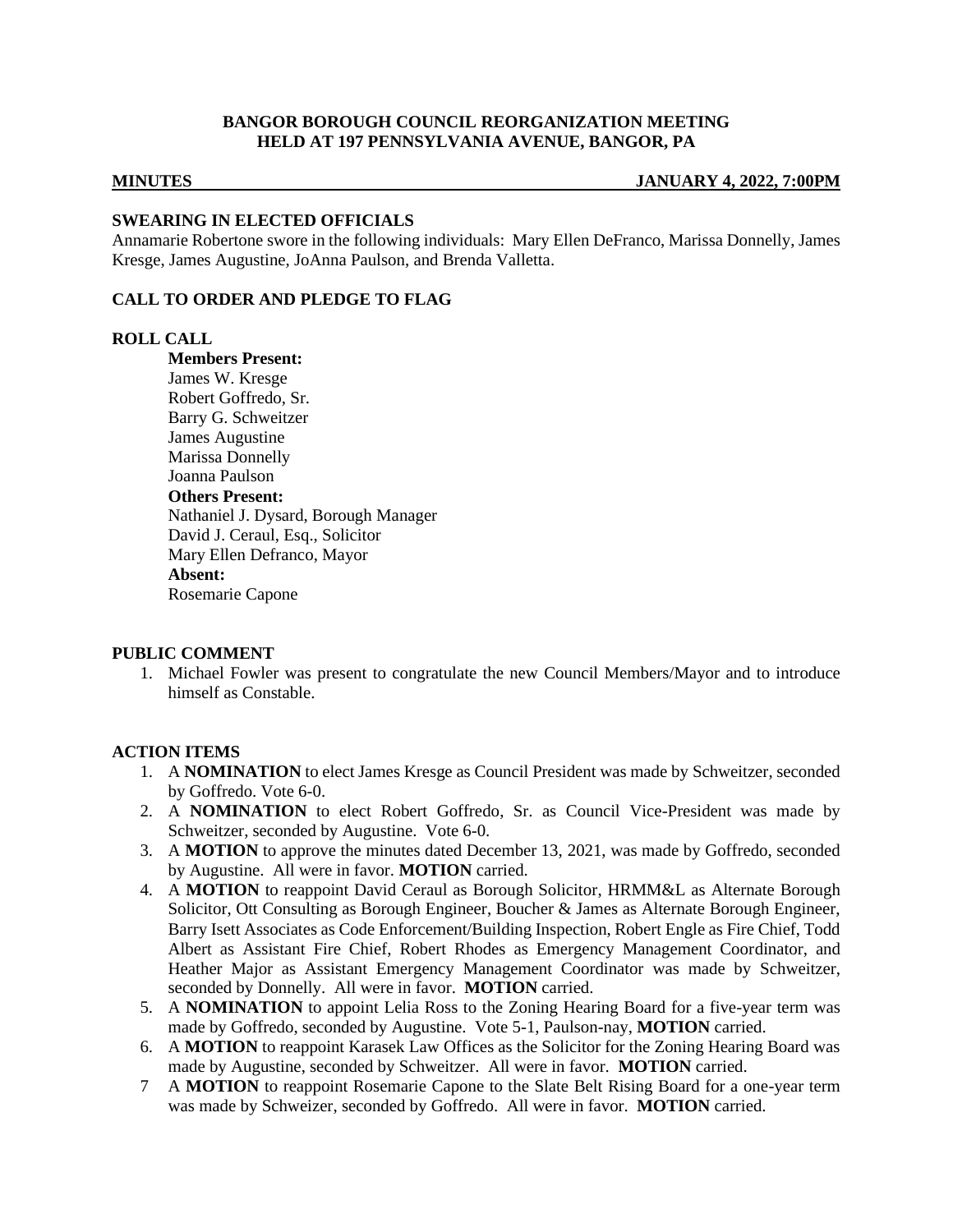**BANGOR BOROUGH COUNCIL REORGANIZATION MEETING**
**HELD AT 197 PENNSYLVANIA AVENUE, BANGOR, PA**

**MINUTES** **JANUARY 4, 2022, 7:00PM**

## SWEARING IN ELECTED OFFICIALS

Annamarie Robertone swore in the following individuals: Mary Ellen DeFranco, Marissa Donnelly, James Kresge, James Augustine, JoAnna Paulson, and Brenda Valletta.

## CALL TO ORDER AND PLEDGE TO FLAG

## ROLL CALL

**Members Present:**
James W. Kresge
Robert Goffredo, Sr.
Barry G. Schweitzer
James Augustine
Marissa Donnelly
Joanna Paulson

**Others Present:**
Nathaniel J. Dysard, Borough Manager
David J. Ceraul, Esq., Solicitor
Mary Ellen Defranco, Mayor

**Absent:**
Rosemarie Capone

## PUBLIC COMMENT

1. Michael Fowler was present to congratulate the new Council Members/Mayor and to introduce himself as Constable.

## ACTION ITEMS

1. A **NOMINATION** to elect James Kresge as Council President was made by Schweitzer, seconded by Goffredo. Vote 6-0.
2. A **NOMINATION** to elect Robert Goffredo, Sr. as Council Vice-President was made by Schweitzer, seconded by Augustine. Vote 6-0.
3. A **MOTION** to approve the minutes dated December 13, 2021, was made by Goffredo, seconded by Augustine. All were in favor. **MOTION** carried.
4. A **MOTION** to reappoint David Ceraul as Borough Solicitor, HRMM&L as Alternate Borough Solicitor, Ott Consulting as Borough Engineer, Boucher & James as Alternate Borough Engineer, Barry Isett Associates as Code Enforcement/Building Inspection, Robert Engle as Fire Chief, Todd Albert as Assistant Fire Chief, Robert Rhodes as Emergency Management Coordinator, and Heather Major as Assistant Emergency Management Coordinator was made by Schweitzer, seconded by Donnelly. All were in favor. **MOTION** carried.
5. A **NOMINATION** to appoint Lelia Ross to the Zoning Hearing Board for a five-year term was made by Goffredo, seconded by Augustine. Vote 5-1, Paulson-nay, **MOTION** carried.
6. A **MOTION** to reappoint Karasek Law Offices as the Solicitor for the Zoning Hearing Board was made by Augustine, seconded by Schweitzer. All were in favor. **MOTION** carried.
7. A **MOTION** to reappoint Rosemarie Capone to the Slate Belt Rising Board for a one-year term was made by Schweizer, seconded by Goffredo. All were in favor. **MOTION** carried.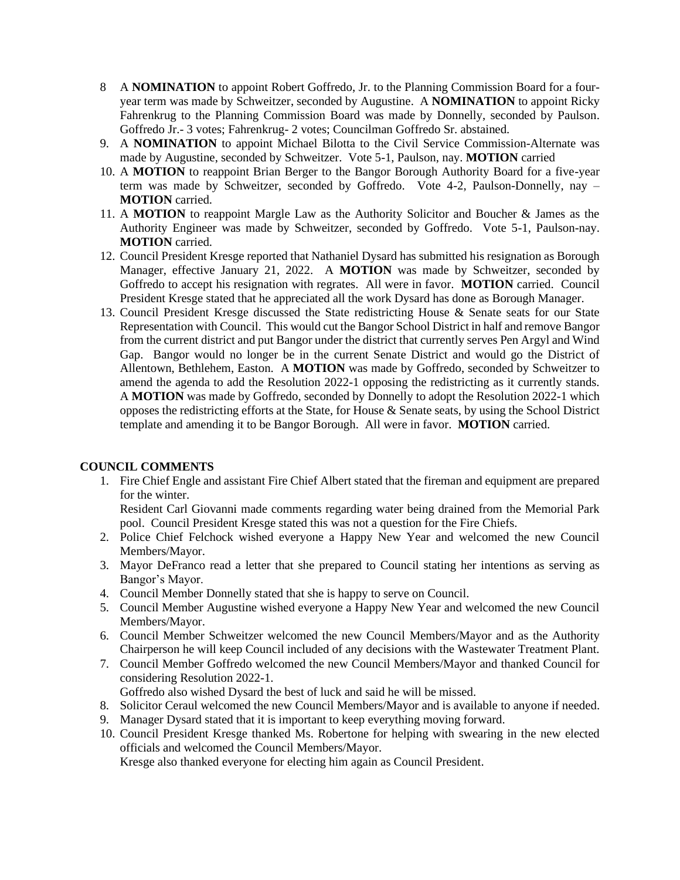8 A **NOMINATION** to appoint Robert Goffredo, Jr. to the Planning Commission Board for a four-year term was made by Schweitzer, seconded by Augustine. A **NOMINATION** to appoint Ricky Fahrenkrug to the Planning Commission Board was made by Donnelly, seconded by Paulson. Goffredo Jr.- 3 votes; Fahrenkrug- 2 votes; Councilman Goffredo Sr. abstained.

9. A **NOMINATION** to appoint Michael Bilotta to the Civil Service Commission-Alternate was made by Augustine, seconded by Schweitzer. Vote 5-1, Paulson, nay. **MOTION** carried

10. A **MOTION** to reappoint Brian Berger to the Bangor Borough Authority Board for a five-year term was made by Schweitzer, seconded by Goffredo. Vote 4-2, Paulson-Donnelly, nay – **MOTION** carried.

11. A **MOTION** to reappoint Margle Law as the Authority Solicitor and Boucher & James as the Authority Engineer was made by Schweitzer, seconded by Goffredo. Vote 5-1, Paulson-nay. **MOTION** carried.

12. Council President Kresge reported that Nathaniel Dysard has submitted his resignation as Borough Manager, effective January 21, 2022. A **MOTION** was made by Schweitzer, seconded by Goffredo to accept his resignation with regrates. All were in favor. **MOTION** carried. Council President Kresge stated that he appreciated all the work Dysard has done as Borough Manager.

13. Council President Kresge discussed the State redistricting House & Senate seats for our State Representation with Council. This would cut the Bangor School District in half and remove Bangor from the current district and put Bangor under the district that currently serves Pen Argyl and Wind Gap. Bangor would no longer be in the current Senate District and would go the District of Allentown, Bethlehem, Easton. A **MOTION** was made by Goffredo, seconded by Schweitzer to amend the agenda to add the Resolution 2022-1 opposing the redistricting as it currently stands. A **MOTION** was made by Goffredo, seconded by Donnelly to adopt the Resolution 2022-1 which opposes the redistricting efforts at the State, for House & Senate seats, by using the School District template and amending it to be Bangor Borough. All were in favor. **MOTION** carried.

## COUNCIL COMMENTS

1. Fire Chief Engle and assistant Fire Chief Albert stated that the fireman and equipment are prepared for the winter.
   Resident Carl Giovanni made comments regarding water being drained from the Memorial Park pool. Council President Kresge stated this was not a question for the Fire Chiefs.
2. Police Chief Felchock wished everyone a Happy New Year and welcomed the new Council Members/Mayor.
3. Mayor DeFranco read a letter that she prepared to Council stating her intentions as serving as Bangor's Mayor.
4. Council Member Donnelly stated that she is happy to serve on Council.
5. Council Member Augustine wished everyone a Happy New Year and welcomed the new Council Members/Mayor.
6. Council Member Schweitzer welcomed the new Council Members/Mayor and as the Authority Chairperson he will keep Council included of any decisions with the Wastewater Treatment Plant.
7. Council Member Goffredo welcomed the new Council Members/Mayor and thanked Council for considering Resolution 2022-1.
   Goffredo also wished Dysard the best of luck and said he will be missed.
8. Solicitor Ceraul welcomed the new Council Members/Mayor and is available to anyone if needed.
9. Manager Dysard stated that it is important to keep everything moving forward.
10. Council President Kresge thanked Ms. Robertone for helping with swearing in the new elected officials and welcomed the Council Members/Mayor.
    Kresge also thanked everyone for electing him again as Council President.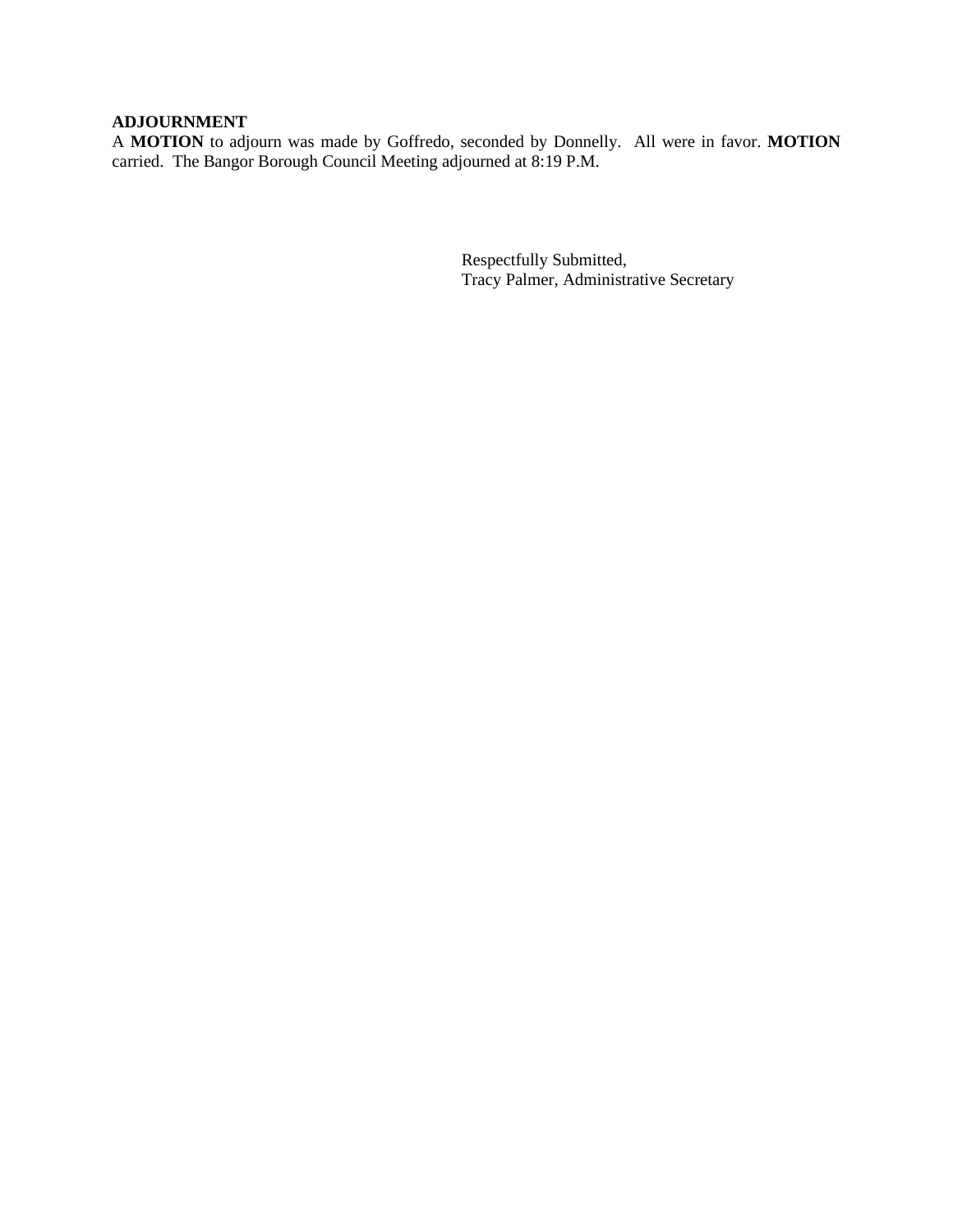**ADJOURNMENT**

A **MOTION** to adjourn was made by Goffredo, seconded by Donnelly. All were in favor. **MOTION** carried. The Bangor Borough Council Meeting adjourned at 8:19 P.M.

Respectfully Submitted,
Tracy Palmer, Administrative Secretary